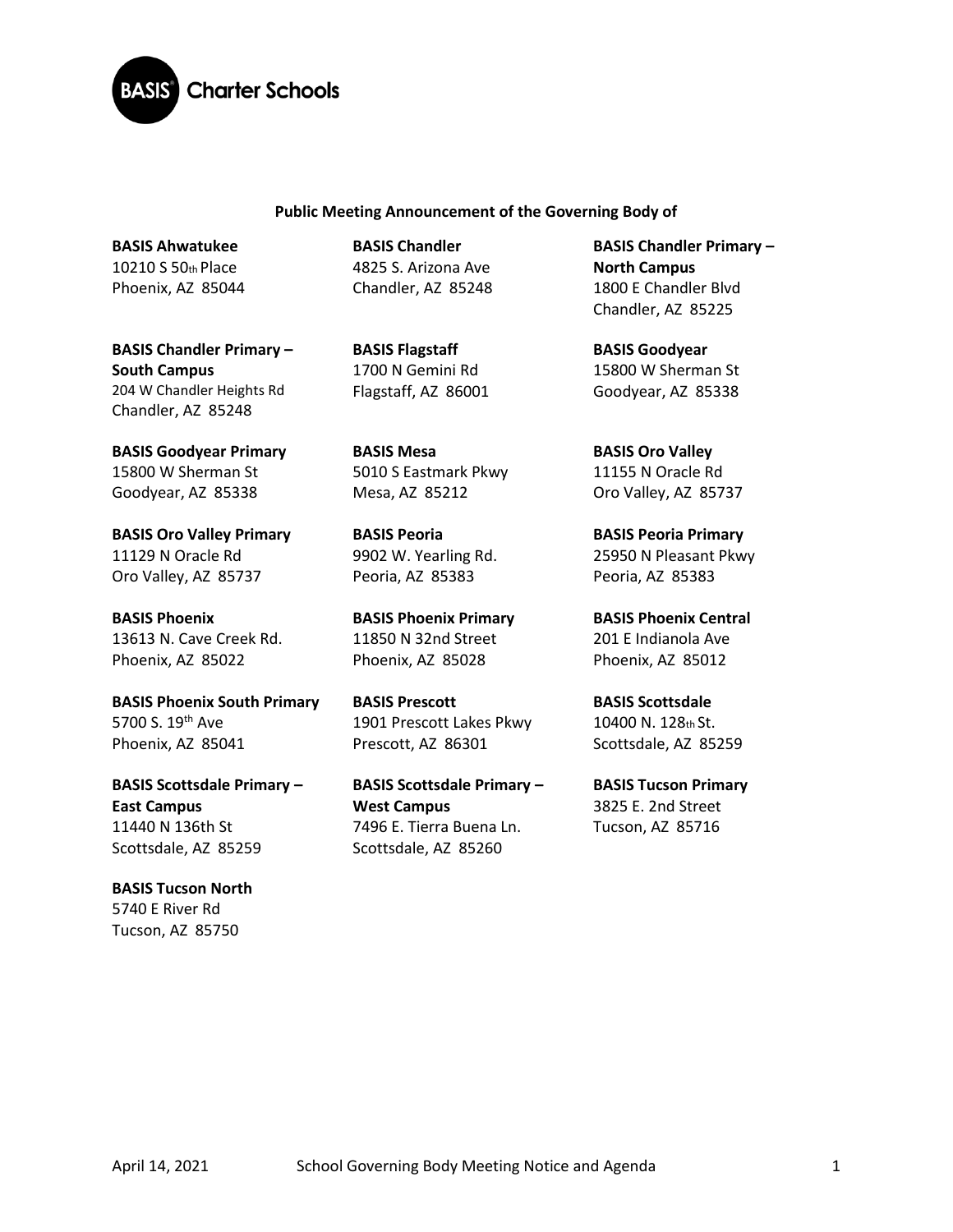**Public Meeting Announcement of the Governing Body of**

**BASIS Ahwatukee**
10210 S 50th Place
Phoenix, AZ 85044

**BASIS Chandler**
4825 S. Arizona Ave
Chandler, AZ 85248

**BASIS Chandler Primary – North Campus**
1800 E Chandler Blvd
Chandler, AZ 85225

**BASIS Chandler Primary – South Campus**
204 W Chandler Heights Rd
Chandler, AZ 85248

**BASIS Flagstaff**
1700 N Gemini Rd
Flagstaff, AZ 86001

**BASIS Goodyear**
15800 W Sherman St
Goodyear, AZ 85338

**BASIS Goodyear Primary**
15800 W Sherman St
Goodyear, AZ 85338

**BASIS Mesa**
5010 S Eastmark Pkwy
Mesa, AZ 85212

**BASIS Oro Valley**
11155 N Oracle Rd
Oro Valley, AZ 85737

**BASIS Oro Valley Primary**
11129 N Oracle Rd
Oro Valley, AZ 85737

**BASIS Peoria**
9902 W. Yearling Rd.
Peoria, AZ 85383

**BASIS Peoria Primary**
25950 N Pleasant Pkwy
Peoria, AZ 85383

**BASIS Phoenix**
13613 N. Cave Creek Rd.
Phoenix, AZ 85022

**BASIS Phoenix Primary**
11850 N 32nd Street
Phoenix, AZ 85028

**BASIS Phoenix Central**
201 E Indianola Ave
Phoenix, AZ 85012

**BASIS Phoenix South Primary**
5700 S. 19th Ave
Phoenix, AZ 85041

**BASIS Prescott**
1901 Prescott Lakes Pkwy
Prescott, AZ 86301

**BASIS Scottsdale**
10400 N. 128th St.
Scottsdale, AZ 85259

**BASIS Scottsdale Primary – East Campus**
11440 N 136th St
Scottsdale, AZ 85259

**BASIS Scottsdale Primary – West Campus**
7496 E. Tierra Buena Ln.
Scottsdale, AZ 85260

**BASIS Tucson Primary**
3825 E. 2nd Street
Tucson, AZ 85716

**BASIS Tucson North**
5740 E River Rd
Tucson, AZ 85750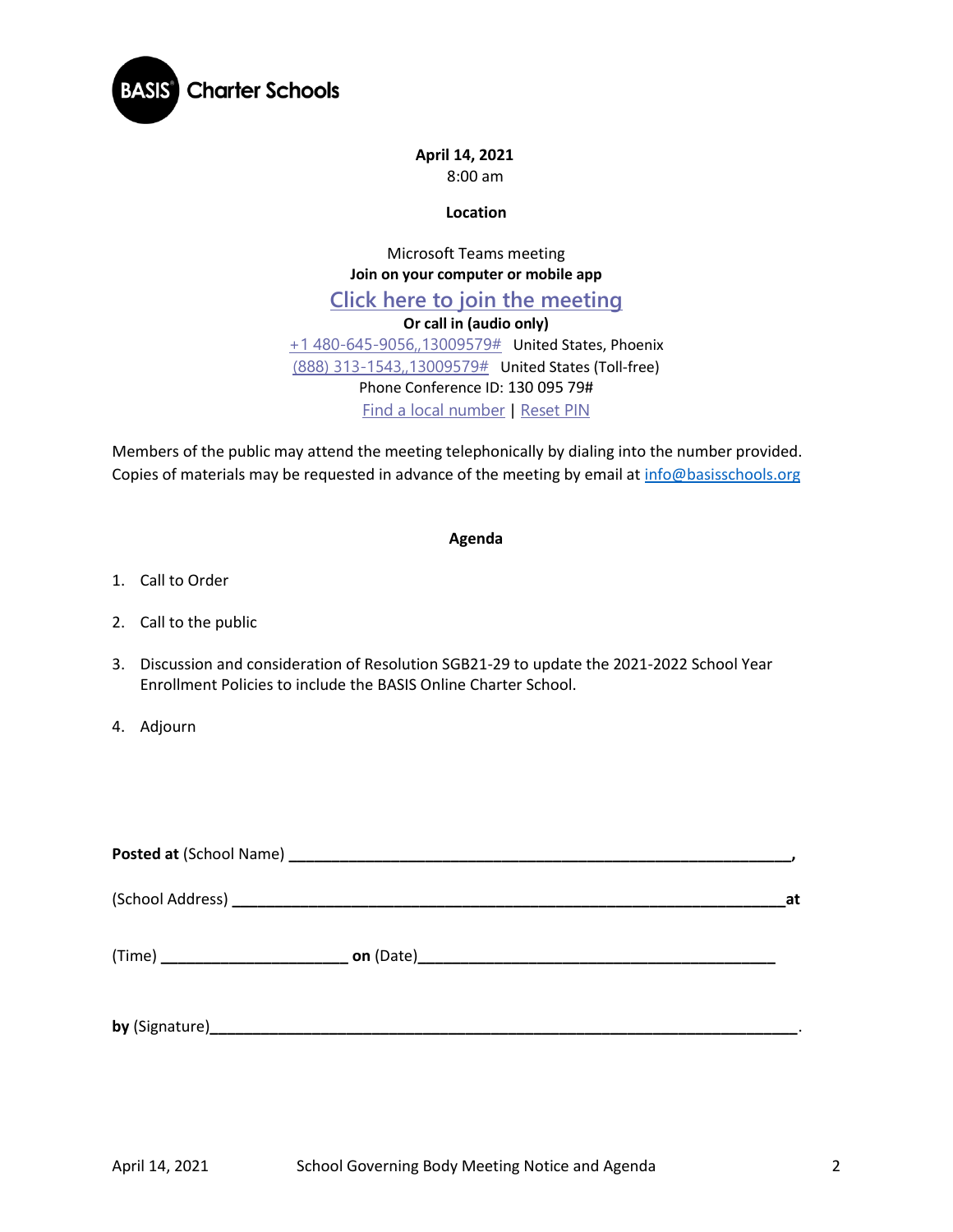BASIS Charter Schools

**April 14, 2021**
8:00 am

**Location**

Microsoft Teams meeting
**Join on your computer or mobile app**
Click here to join the meeting
**Or call in (audio only)**
+1 480-645-9056,,13009579# United States, Phoenix
(888) 313-1543,,13009579# United States (Toll-free)
Phone Conference ID: 130 095 79#
Find a local number | Reset PIN

Members of the public may attend the meeting telephonically by dialing into the number provided. Copies of materials may be requested in advance of the meeting by email at info@basisschools.org

**Agenda**

1. Call to Order

2. Call to the public

3. Discussion and consideration of Resolution SGB21-29 to update the 2021-2022 School Year Enrollment Policies to include the BASIS Online Charter School.

4. Adjourn

**Posted at** (School Name) ______________________________________________________________,

(School Address) _____________________________________________________________________**at**

(Time) ______________________ **on** (Date)__________________________________________

**by** (Signature)_______________________________________________________________________.